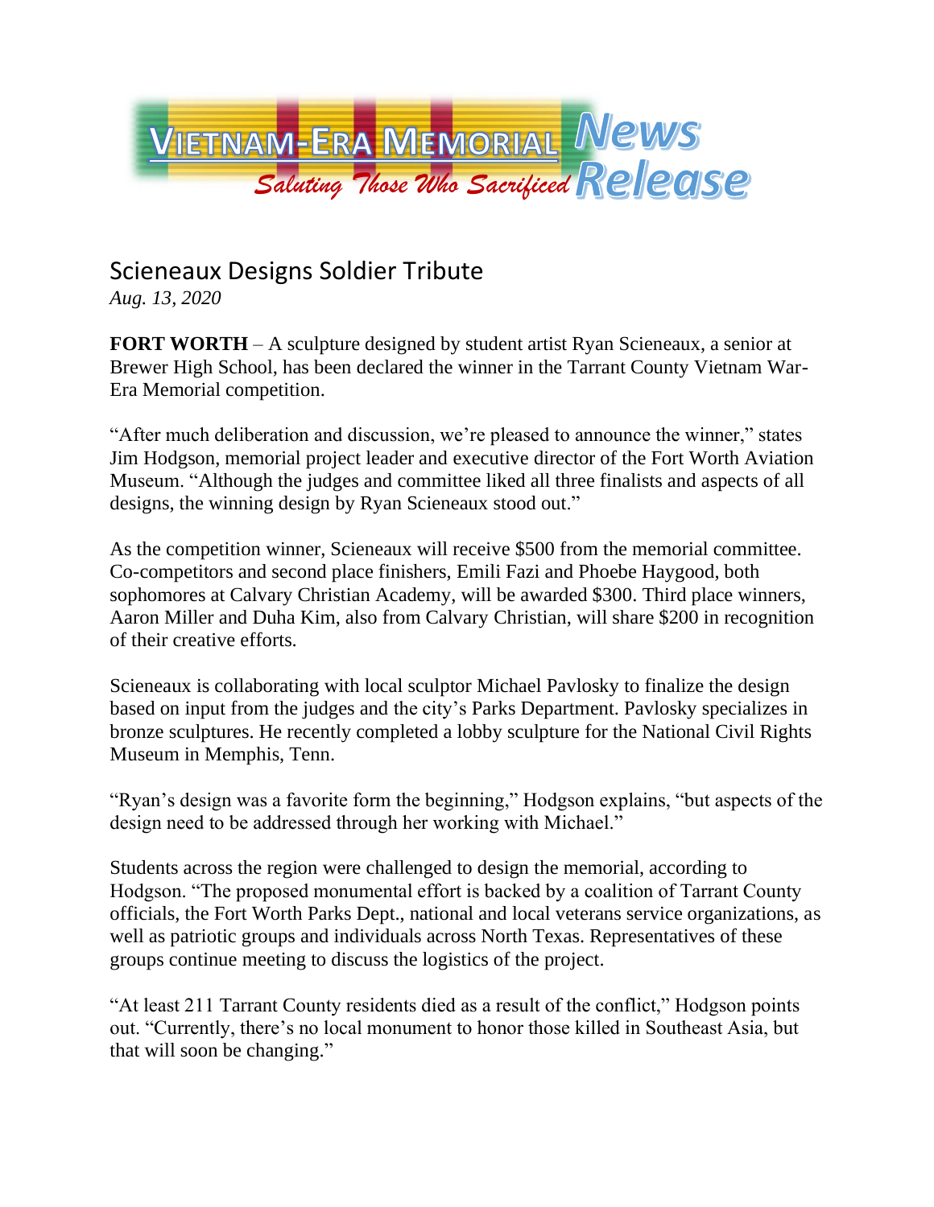VIETNAM-ERA MEMORIAL News Release

*Saluting Those Who Sacrificed*

# Scieneaux Designs Soldier Tribute

*Aug. 13, 2020*

**FORT WORTH** – A sculpture designed by student artist Ryan Scieneaux, a senior at Brewer High School, has been declared the winner in the Tarrant County Vietnam War-Era Memorial competition.

"After much deliberation and discussion, we're pleased to announce the winner," states Jim Hodgson, memorial project leader and executive director of the Fort Worth Aviation Museum. "Although the judges and committee liked all three finalists and aspects of all designs, the winning design by Ryan Scieneaux stood out."

As the competition winner, Scieneaux will receive $500 from the memorial committee. Co-competitors and second place finishers, Emili Fazi and Phoebe Haygood, both sophomores at Calvary Christian Academy, will be awarded $300. Third place winners, Aaron Miller and Duha Kim, also from Calvary Christian, will share $200 in recognition of their creative efforts.

Scieneaux is collaborating with local sculptor Michael Pavlosky to finalize the design based on input from the judges and the city's Parks Department. Pavlosky specializes in bronze sculptures. He recently completed a lobby sculpture for the National Civil Rights Museum in Memphis, Tenn.

"Ryan's design was a favorite form the beginning," Hodgson explains, "but aspects of the design need to be addressed through her working with Michael."

Students across the region were challenged to design the memorial, according to Hodgson. "The proposed monumental effort is backed by a coalition of Tarrant County officials, the Fort Worth Parks Dept., national and local veterans service organizations, as well as patriotic groups and individuals across North Texas. Representatives of these groups continue meeting to discuss the logistics of the project.

"At least 211 Tarrant County residents died as a result of the conflict," Hodgson points out. "Currently, there's no local monument to honor those killed in Southeast Asia, but that will soon be changing."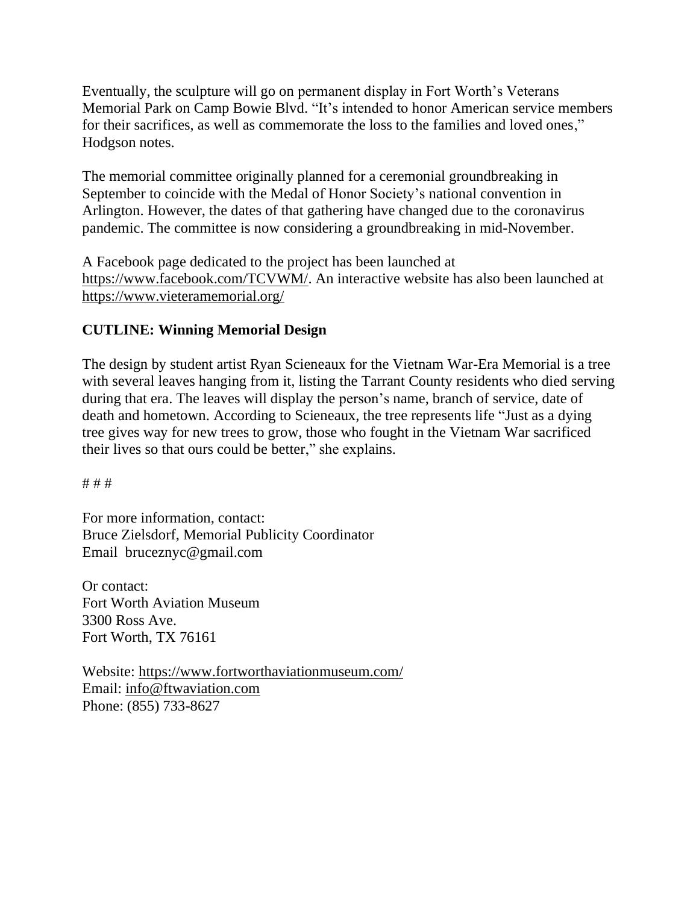Eventually, the sculpture will go on permanent display in Fort Worth's Veterans Memorial Park on Camp Bowie Blvd. "It's intended to honor American service members for their sacrifices, as well as commemorate the loss to the families and loved ones," Hodgson notes.

The memorial committee originally planned for a ceremonial groundbreaking in September to coincide with the Medal of Honor Society's national convention in Arlington. However, the dates of that gathering have changed due to the coronavirus pandemic. The committee is now considering a groundbreaking in mid-November.

A Facebook page dedicated to the project has been launched at https://www.facebook.com/TCVWM/. An interactive website has also been launched at https://www.vieteramemorial.org/

**CUTLINE: Winning Memorial Design**

The design by student artist Ryan Scieneaux for the Vietnam War-Era Memorial is a tree with several leaves hanging from it, listing the Tarrant County residents who died serving during that era. The leaves will display the person's name, branch of service, date of death and hometown. According to Scieneaux, the tree represents life "Just as a dying tree gives way for new trees to grow, those who fought in the Vietnam War sacrificed their lives so that ours could be better," she explains.

# # #

For more information, contact:
Bruce Zielsdorf, Memorial Publicity Coordinator
Email bruceznyc@gmail.com

Or contact:
Fort Worth Aviation Museum
3300 Ross Ave.
Fort Worth, TX 76161

Website: https://www.fortworthaviationmuseum.com/
Email: info@ftwaviation.com
Phone: (855) 733-8627